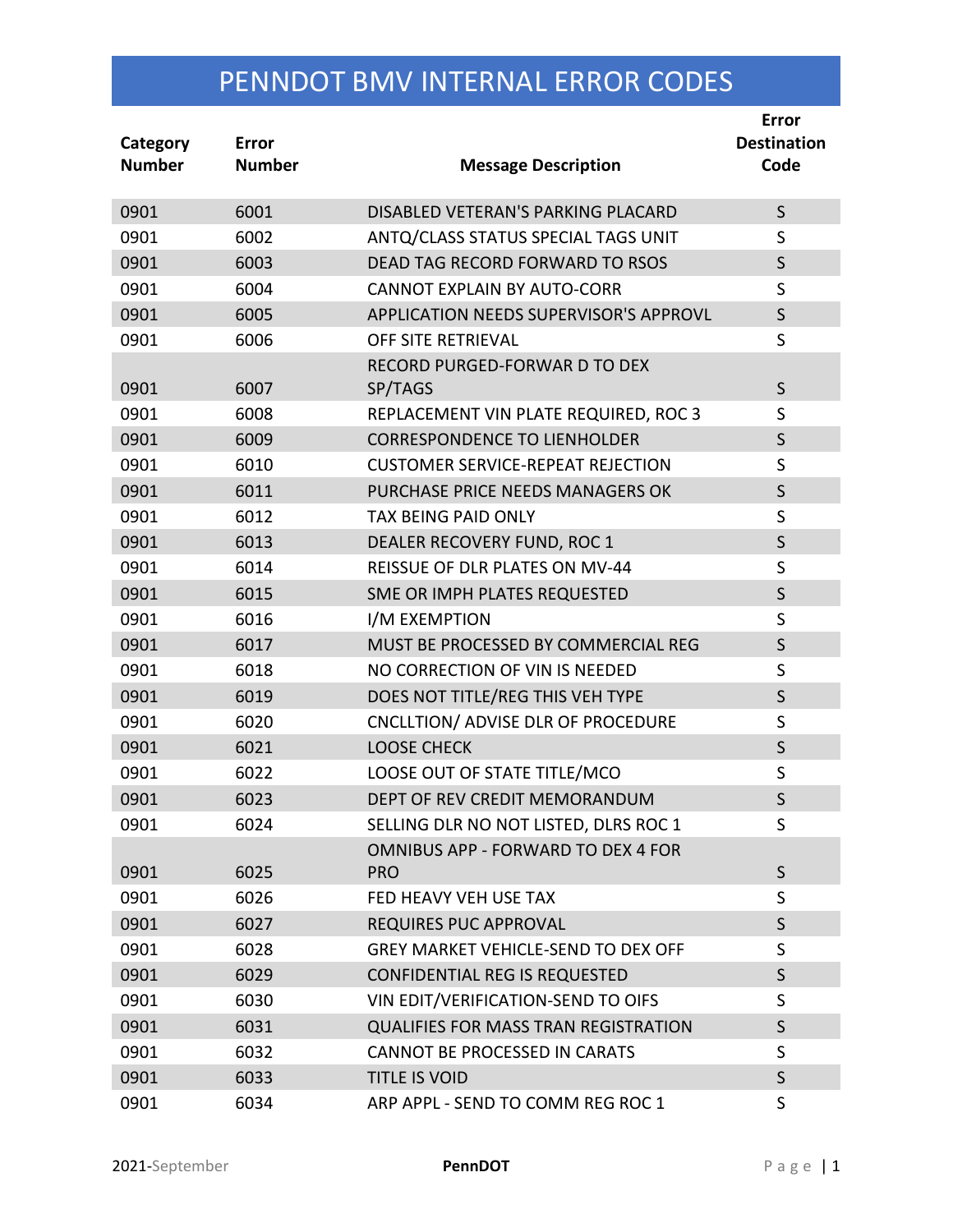# PENNDOT BMV INTERNAL ERROR CODES

| Category Number | Error Number | Message Description | Error Destination Code |
|---|---|---|---|
| 0901 | 6001 | DISABLED VETERAN'S PARKING PLACARD | S |
| 0901 | 6002 | ANTQ/CLASS STATUS SPECIAL TAGS UNIT | S |
| 0901 | 6003 | DEAD TAG RECORD FORWARD TO RSOS | S |
| 0901 | 6004 | CANNOT EXPLAIN BY AUTO-CORR | S |
| 0901 | 6005 | APPLICATION NEEDS SUPERVISOR'S APPROVL | S |
| 0901 | 6006 | OFF SITE RETRIEVAL | S |
| 0901 | 6007 | RECORD PURGED-FORWAR D TO DEX SP/TAGS | S |
| 0901 | 6008 | REPLACEMENT VIN PLATE REQUIRED, ROC 3 | S |
| 0901 | 6009 | CORRESPONDENCE TO LIENHOLDER | S |
| 0901 | 6010 | CUSTOMER SERVICE-REPEAT REJECTION | S |
| 0901 | 6011 | PURCHASE PRICE NEEDS MANAGERS OK | S |
| 0901 | 6012 | TAX BEING PAID ONLY | S |
| 0901 | 6013 | DEALER RECOVERY FUND, ROC 1 | S |
| 0901 | 6014 | REISSUE OF DLR PLATES ON MV-44 | S |
| 0901 | 6015 | SME OR IMPH PLATES REQUESTED | S |
| 0901 | 6016 | I/M EXEMPTION | S |
| 0901 | 6017 | MUST BE PROCESSED BY COMMERCIAL REG | S |
| 0901 | 6018 | NO CORRECTION OF VIN IS NEEDED | S |
| 0901 | 6019 | DOES NOT TITLE/REG THIS VEH TYPE | S |
| 0901 | 6020 | CNCLLTION/ ADVISE DLR OF PROCEDURE | S |
| 0901 | 6021 | LOOSE CHECK | S |
| 0901 | 6022 | LOOSE OUT OF STATE TITLE/MCO | S |
| 0901 | 6023 | DEPT OF REV CREDIT MEMORANDUM | S |
| 0901 | 6024 | SELLING DLR NO NOT LISTED, DLRS ROC 1 | S |
| 0901 | 6025 | OMNIBUS APP - FORWARD TO DEX 4 FOR PRO | S |
| 0901 | 6026 | FED HEAVY VEH USE TAX | S |
| 0901 | 6027 | REQUIRES PUC APPROVAL | S |
| 0901 | 6028 | GREY MARKET VEHICLE-SEND TO DEX OFF | S |
| 0901 | 6029 | CONFIDENTIAL REG IS REQUESTED | S |
| 0901 | 6030 | VIN EDIT/VERIFICATION-SEND TO OIFS | S |
| 0901 | 6031 | QUALIFIES FOR MASS TRAN REGISTRATION | S |
| 0901 | 6032 | CANNOT BE PROCESSED IN CARATS | S |
| 0901 | 6033 | TITLE IS VOID | S |
| 0901 | 6034 | ARP APPL - SEND TO COMM REG ROC 1 | S |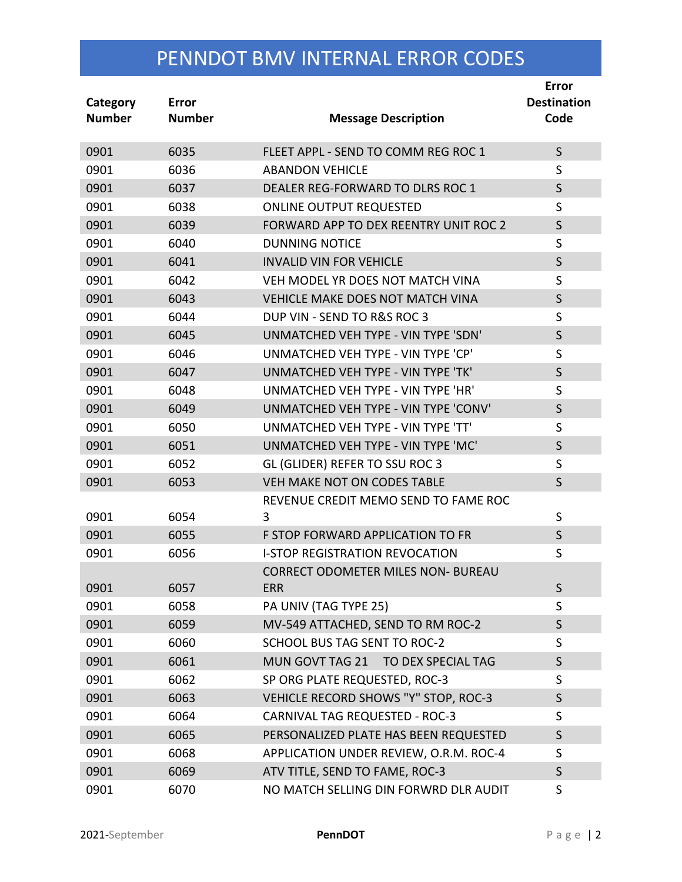# PENNDOT BMV INTERNAL ERROR CODES

| Category Number | Error Number | Message Description | Error Destination Code |
|---|---|---|---|
| 0901 | 6035 | FLEET APPL - SEND TO COMM REG ROC 1 | S |
| 0901 | 6036 | ABANDON VEHICLE | S |
| 0901 | 6037 | DEALER REG-FORWARD TO DLRS ROC 1 | S |
| 0901 | 6038 | ONLINE OUTPUT REQUESTED | S |
| 0901 | 6039 | FORWARD APP TO DEX REENTRY UNIT ROC 2 | S |
| 0901 | 6040 | DUNNING NOTICE | S |
| 0901 | 6041 | INVALID VIN FOR VEHICLE | S |
| 0901 | 6042 | VEH MODEL YR DOES NOT MATCH VINA | S |
| 0901 | 6043 | VEHICLE MAKE DOES NOT MATCH VINA | S |
| 0901 | 6044 | DUP VIN - SEND TO R&S ROC 3 | S |
| 0901 | 6045 | UNMATCHED VEH TYPE - VIN TYPE 'SDN' | S |
| 0901 | 6046 | UNMATCHED VEH TYPE - VIN TYPE 'CP' | S |
| 0901 | 6047 | UNMATCHED VEH TYPE - VIN TYPE 'TK' | S |
| 0901 | 6048 | UNMATCHED VEH TYPE - VIN TYPE 'HR' | S |
| 0901 | 6049 | UNMATCHED VEH TYPE - VIN TYPE 'CONV' | S |
| 0901 | 6050 | UNMATCHED VEH TYPE - VIN TYPE 'TT' | S |
| 0901 | 6051 | UNMATCHED VEH TYPE - VIN TYPE 'MC' | S |
| 0901 | 6052 | GL (GLIDER) REFER TO SSU ROC 3 | S |
| 0901 | 6053 | VEH MAKE NOT ON CODES TABLE | S |
| 0901 | 6054 | REVENUE CREDIT MEMO SEND TO FAME ROC 3 | S |
| 0901 | 6055 | F STOP FORWARD APPLICATION TO FR | S |
| 0901 | 6056 | I-STOP REGISTRATION REVOCATION | S |
| 0901 | 6057 | CORRECT ODOMETER MILES NON- BUREAU ERR | S |
| 0901 | 6058 | PA UNIV (TAG TYPE 25) | S |
| 0901 | 6059 | MV-549 ATTACHED, SEND TO RM ROC-2 | S |
| 0901 | 6060 | SCHOOL BUS TAG SENT TO ROC-2 | S |
| 0901 | 6061 | MUN GOVT TAG 21 TO DEX SPECIAL TAG | S |
| 0901 | 6062 | SP ORG PLATE REQUESTED, ROC-3 | S |
| 0901 | 6063 | VEHICLE RECORD SHOWS "Y" STOP, ROC-3 | S |
| 0901 | 6064 | CARNIVAL TAG REQUESTED - ROC-3 | S |
| 0901 | 6065 | PERSONALIZED PLATE HAS BEEN REQUESTED | S |
| 0901 | 6068 | APPLICATION UNDER REVIEW, O.R.M. ROC-4 | S |
| 0901 | 6069 | ATV TITLE, SEND TO FAME, ROC-3 | S |
| 0901 | 6070 | NO MATCH SELLING DIN FORWRD DLR AUDIT | S |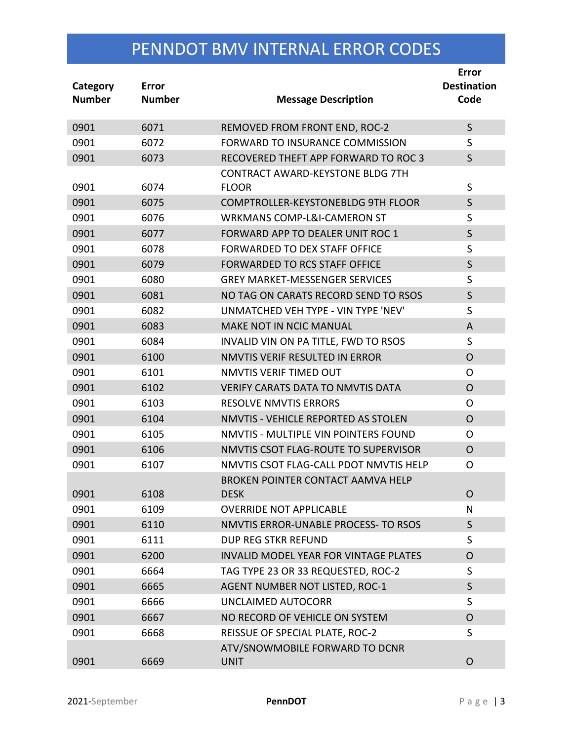# PENNDOT BMV INTERNAL ERROR CODES

| Category Number | Error Number | Message Description | Error Destination Code |
|---|---|---|---|
| 0901 | 6071 | REMOVED FROM FRONT END, ROC-2 | S |
| 0901 | 6072 | FORWARD TO INSURANCE COMMISSION | S |
| 0901 | 6073 | RECOVERED THEFT APP FORWARD TO ROC 3 | S |
| 0901 | 6074 | CONTRACT AWARD-KEYSTONE BLDG 7TH FLOOR | S |
| 0901 | 6075 | COMPTROLLER-KEYSTONEBLDG 9TH FLOOR | S |
| 0901 | 6076 | WRKMANS COMP-L&I-CAMERON ST | S |
| 0901 | 6077 | FORWARD APP TO DEALER UNIT ROC 1 | S |
| 0901 | 6078 | FORWARDED TO DEX STAFF OFFICE | S |
| 0901 | 6079 | FORWARDED TO RCS STAFF OFFICE | S |
| 0901 | 6080 | GREY MARKET-MESSENGER SERVICES | S |
| 0901 | 6081 | NO TAG ON CARATS RECORD SEND TO RSOS | S |
| 0901 | 6082 | UNMATCHED VEH TYPE - VIN TYPE 'NEV' | S |
| 0901 | 6083 | MAKE NOT IN NCIC MANUAL | A |
| 0901 | 6084 | INVALID VIN ON PA TITLE, FWD TO RSOS | S |
| 0901 | 6100 | NMVTIS VERIF RESULTED IN ERROR | O |
| 0901 | 6101 | NMVTIS VERIF TIMED OUT | O |
| 0901 | 6102 | VERIFY CARATS DATA TO NMVTIS DATA | O |
| 0901 | 6103 | RESOLVE NMVTIS ERRORS | O |
| 0901 | 6104 | NMVTIS - VEHICLE REPORTED AS STOLEN | O |
| 0901 | 6105 | NMVTIS - MULTIPLE VIN POINTERS FOUND | O |
| 0901 | 6106 | NMVTIS CSOT FLAG-ROUTE TO SUPERVISOR | O |
| 0901 | 6107 | NMVTIS CSOT FLAG-CALL PDOT NMVTIS HELP | O |
| 0901 | 6108 | BROKEN POINTER CONTACT AAMVA HELP DESK | O |
| 0901 | 6109 | OVERRIDE NOT APPLICABLE | N |
| 0901 | 6110 | NMVTIS ERROR-UNABLE PROCESS- TO RSOS | S |
| 0901 | 6111 | DUP REG STKR REFUND | S |
| 0901 | 6200 | INVALID MODEL YEAR FOR VINTAGE PLATES | O |
| 0901 | 6664 | TAG TYPE 23 OR 33 REQUESTED, ROC-2 | S |
| 0901 | 6665 | AGENT NUMBER NOT LISTED, ROC-1 | S |
| 0901 | 6666 | UNCLAIMED AUTOCORR | S |
| 0901 | 6667 | NO RECORD OF VEHICLE ON SYSTEM | O |
| 0901 | 6668 | REISSUE OF SPECIAL PLATE, ROC-2 | S |
| 0901 | 6669 | ATV/SNOWMOBILE FORWARD TO DCNR UNIT | O |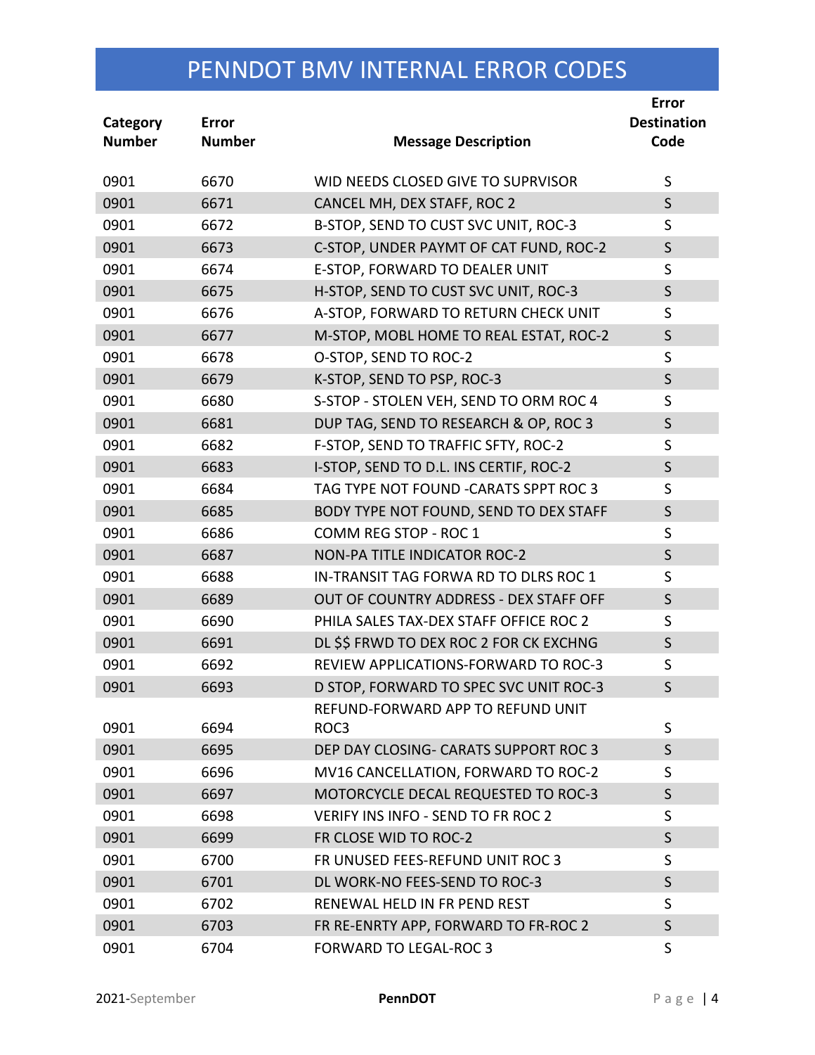# PENNDOT BMV INTERNAL ERROR CODES

| Category Number | Error Number | Message Description | Error Destination Code |
|---|---|---|---|
| 0901 | 6670 | WID NEEDS CLOSED GIVE TO SUPRVISOR | S |
| 0901 | 6671 | CANCEL MH, DEX STAFF, ROC 2 | S |
| 0901 | 6672 | B-STOP, SEND TO CUST SVC UNIT, ROC-3 | S |
| 0901 | 6673 | C-STOP, UNDER PAYMT OF CAT FUND, ROC-2 | S |
| 0901 | 6674 | E-STOP, FORWARD TO DEALER UNIT | S |
| 0901 | 6675 | H-STOP, SEND TO CUST SVC UNIT, ROC-3 | S |
| 0901 | 6676 | A-STOP, FORWARD TO RETURN CHECK UNIT | S |
| 0901 | 6677 | M-STOP, MOBL HOME TO REAL ESTAT, ROC-2 | S |
| 0901 | 6678 | O-STOP, SEND TO ROC-2 | S |
| 0901 | 6679 | K-STOP, SEND TO PSP, ROC-3 | S |
| 0901 | 6680 | S-STOP - STOLEN VEH, SEND TO ORM ROC 4 | S |
| 0901 | 6681 | DUP TAG, SEND TO RESEARCH & OP, ROC 3 | S |
| 0901 | 6682 | F-STOP, SEND TO TRAFFIC SFTY, ROC-2 | S |
| 0901 | 6683 | I-STOP, SEND TO D.L. INS CERTIF, ROC-2 | S |
| 0901 | 6684 | TAG TYPE NOT FOUND -CARATS SPPT ROC 3 | S |
| 0901 | 6685 | BODY TYPE NOT FOUND, SEND TO DEX STAFF | S |
| 0901 | 6686 | COMM REG STOP - ROC 1 | S |
| 0901 | 6687 | NON-PA TITLE INDICATOR ROC-2 | S |
| 0901 | 6688 | IN-TRANSIT TAG FORWA RD TO DLRS ROC 1 | S |
| 0901 | 6689 | OUT OF COUNTRY ADDRESS - DEX STAFF OFF | S |
| 0901 | 6690 | PHILA SALES TAX-DEX STAFF OFFICE ROC 2 | S |
| 0901 | 6691 | DL $$ FRWD TO DEX ROC 2 FOR CK EXCHNG | S |
| 0901 | 6692 | REVIEW APPLICATIONS-FORWARD TO ROC-3 | S |
| 0901 | 6693 | D STOP, FORWARD TO SPEC SVC UNIT ROC-3 | S |
| 0901 | 6694 | REFUND-FORWARD APP TO REFUND UNIT ROC3 | S |
| 0901 | 6695 | DEP DAY CLOSING- CARATS SUPPORT ROC 3 | S |
| 0901 | 6696 | MV16 CANCELLATION, FORWARD TO ROC-2 | S |
| 0901 | 6697 | MOTORCYCLE DECAL REQUESTED TO ROC-3 | S |
| 0901 | 6698 | VERIFY INS INFO - SEND TO FR ROC 2 | S |
| 0901 | 6699 | FR CLOSE WID TO ROC-2 | S |
| 0901 | 6700 | FR UNUSED FEES-REFUND UNIT ROC 3 | S |
| 0901 | 6701 | DL WORK-NO FEES-SEND TO ROC-3 | S |
| 0901 | 6702 | RENEWAL HELD IN FR PEND REST | S |
| 0901 | 6703 | FR RE-ENRTY APP, FORWARD TO FR-ROC 2 | S |
| 0901 | 6704 | FORWARD TO LEGAL-ROC 3 | S |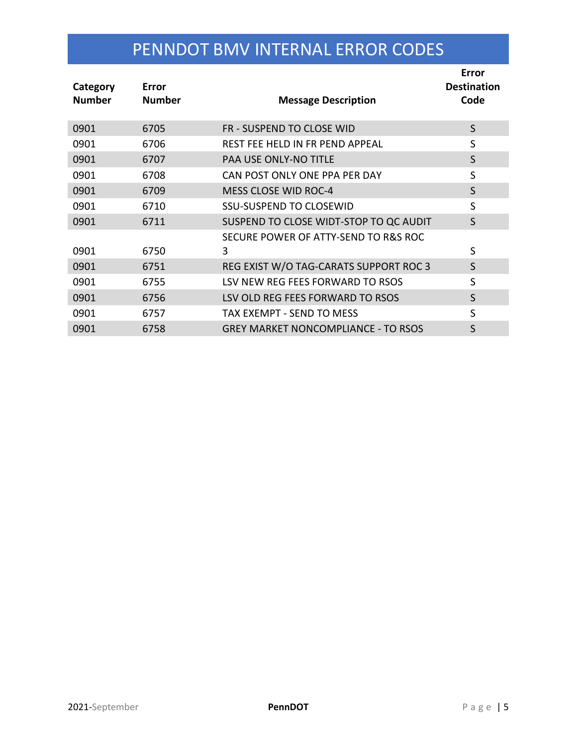# PENNDOT BMV INTERNAL ERROR CODES

| Category Number | Error Number | Message Description | Error Destination Code |
|---|---|---|---|
| 0901 | 6705 | FR - SUSPEND TO CLOSE WID | S |
| 0901 | 6706 | REST FEE HELD IN FR PEND APPEAL | S |
| 0901 | 6707 | PAA USE ONLY-NO TITLE | S |
| 0901 | 6708 | CAN POST ONLY ONE PPA PER DAY | S |
| 0901 | 6709 | MESS CLOSE WID ROC-4 | S |
| 0901 | 6710 | SSU-SUSPEND TO CLOSEWID | S |
| 0901 | 6711 | SUSPEND TO CLOSE WIDT-STOP TO QC AUDIT | S |
| 0901 | 6750 | SECURE POWER OF ATTY-SEND TO R&S ROC 3 | S |
| 0901 | 6751 | REG EXIST W/O TAG-CARATS SUPPORT ROC 3 | S |
| 0901 | 6755 | LSV NEW REG FEES FORWARD TO RSOS | S |
| 0901 | 6756 | LSV OLD REG FEES FORWARD TO RSOS | S |
| 0901 | 6757 | TAX EXEMPT - SEND TO MESS | S |
| 0901 | 6758 | GREY MARKET NONCOMPLIANCE - TO RSOS | S |